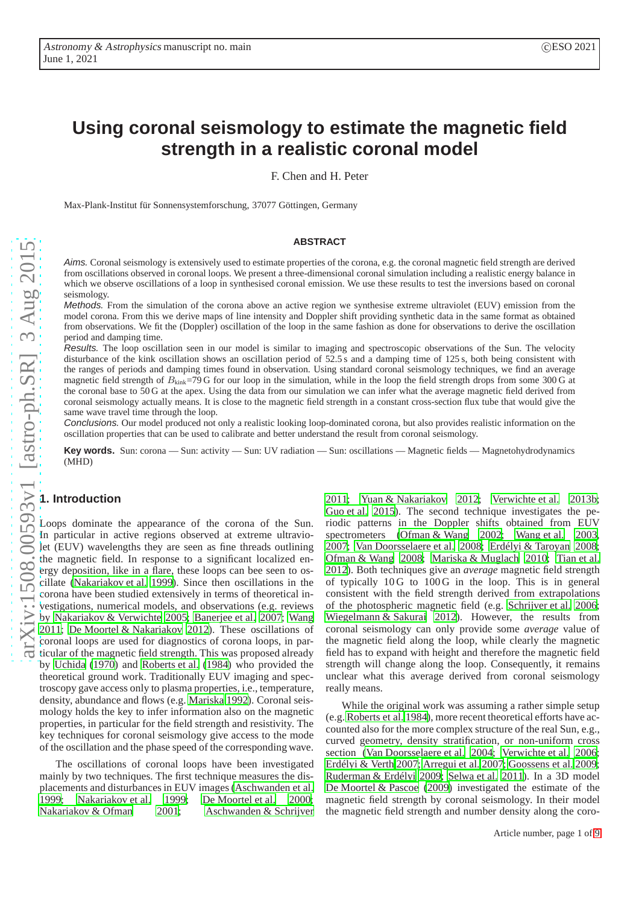# Using coronal seismology to estimate the magnetic field strength in a realistic coronal model

F. Chen and H. Peter

Max-Plank-Institut für Sonnensystemforschung, 37077 Göttingen, Germany

## ABSTRACT

*Aims.* Coronal seismology is extensively used to estimate properties of the corona, e.g. the coronal magnetic field strength are derived from oscillations observed in coronal loops. We present a three-dimensional coronal simulation including a realistic energy balance in which we observe oscillations of a loop in synthesised coronal emission. We use these results to test the inversions based on coronal seismology.

*Methods.* From the simulation of the corona above an active region we synthesise extreme ultraviolet (EUV) emission from the model corona. From this we derive maps of line intensity and Doppler shift providing synthetic data in the same format as obtained from observations. We fit the (Doppler) oscillation of the loop in the same fashion as done for observations to derive the oscillation period and damping time.

*Results.* The loop oscillation seen in our model is similar to imaging and spectroscopic observations of the Sun. The velocity disturbance of the kink oscillation shows an oscillation period of 52.5 s and a damping time of 125 s, both being consistent with the ranges of periods and damping times found in observation. Using standard coronal seismology techniques, we find an average magnetic field strength of $B_{\rm kink}$=79 G for our loop in the simulation, while in the loop the field strength drops from some 300 G at the coronal base to 50 G at the apex. Using the data from our simulation we can infer what the average magnetic field derived from coronal seismology actually means. It is close to the magnetic field strength in a constant cross-section flux tube that would give the same wave travel time through the loop.

*Conclusions.* Our model produced not only a realistic looking loop-dominated corona, but also provides realistic information on the oscillation properties that can be used to calibrate and better understand the result from coronal seismology.

**Key words.** Sun: corona — Sun: activity — Sun: UV radiation — Sun: oscillations — Magnetic fields — Magnetohydrodynamics (MHD)

## 1. Introduction

Loops dominate the appearance of the corona of the Sun. In particular in active regions observed at extreme ultraviolet (EUV) wavelengths they are seen as fine threads outlining the magnetic field. In response to a significant localized energy deposition, like in a flare, these loops can bee seen to oscillate (Nakariakov et al. 1999). Since then oscillations in the corona have been studied extensively in terms of theoretical investigations, numerical models, and observations (e.g. reviews by Nakariakov & Verwichte 2005; Banerjee et al. 2007; Wang 2011; De Moortel & Nakariakov 2012). These oscillations of coronal loops are used for diagnostics of corona loops, in particular of the magnetic field strength. This was proposed already by Uchida (1970) and Roberts et al. (1984) who provided the theoretical ground work. Traditionally EUV imaging and spectroscopy gave access only to plasma properties, i.e., temperature, density, abundance and flows (e.g. Mariska 1992). Coronal seismology holds the key to infer information also on the magnetic properties, in particular for the field strength and resistivity. The key techniques for coronal seismology give access to the mode of the oscillation and the phase speed of the corresponding wave.

The oscillations of coronal loops have been investigated mainly by two techniques. The first technique measures the displacements and disturbances in EUV images (Aschwanden et al. 1999; Nakariakov et al. 1999; De Moortel et al. 2000; Nakariakov & Ofman 2001; Aschwanden & Schrijver 2011; Yuan & Nakariakov 2012; Verwichte et al. 2013b; Guo et al. 2015). The second technique investigates the periodic patterns in the Doppler shifts obtained from EUV spectrometers (Ofman & Wang 2002; Wang et al. 2003, 2007; Van Doorsselaere et al. 2008; Erdélyi & Taroyan 2008; Ofman & Wang 2008; Mariska & Muglach 2010; Tian et al. 2012). Both techniques give an *average* magnetic field strength of typically 10 G to 100 G in the loop. This is in general consistent with the field strength derived from extrapolations of the photospheric magnetic field (e.g. Schrijver et al. 2006; Wiegelmann & Sakurai 2012). However, the results from coronal seismology can only provide some *average* value of the magnetic field along the loop, while clearly the magnetic field has to expand with height and therefore the magnetic field strength will change along the loop. Consequently, it remains unclear what this average derived from coronal seismology really means.

While the original work was assuming a rather simple setup (e.g. Roberts et al. 1984), more recent theoretical efforts have accounted also for the more complex structure of the real Sun, e.g., curved geometry, density stratification, or non-uniform cross section (Van Doorsselaere et al. 2004; Verwichte et al. 2006; Erdélyi & Verth 2007; Arregui et al. 2007; Goossens et al. 2009; Ruderman & Erdélyi 2009; Selwa et al. 2011). In a 3D model De Moortel & Pascoe (2009) investigated the estimate of the magnetic field strength by coronal seismology. In their model the magnetic field strength and number density along the coro-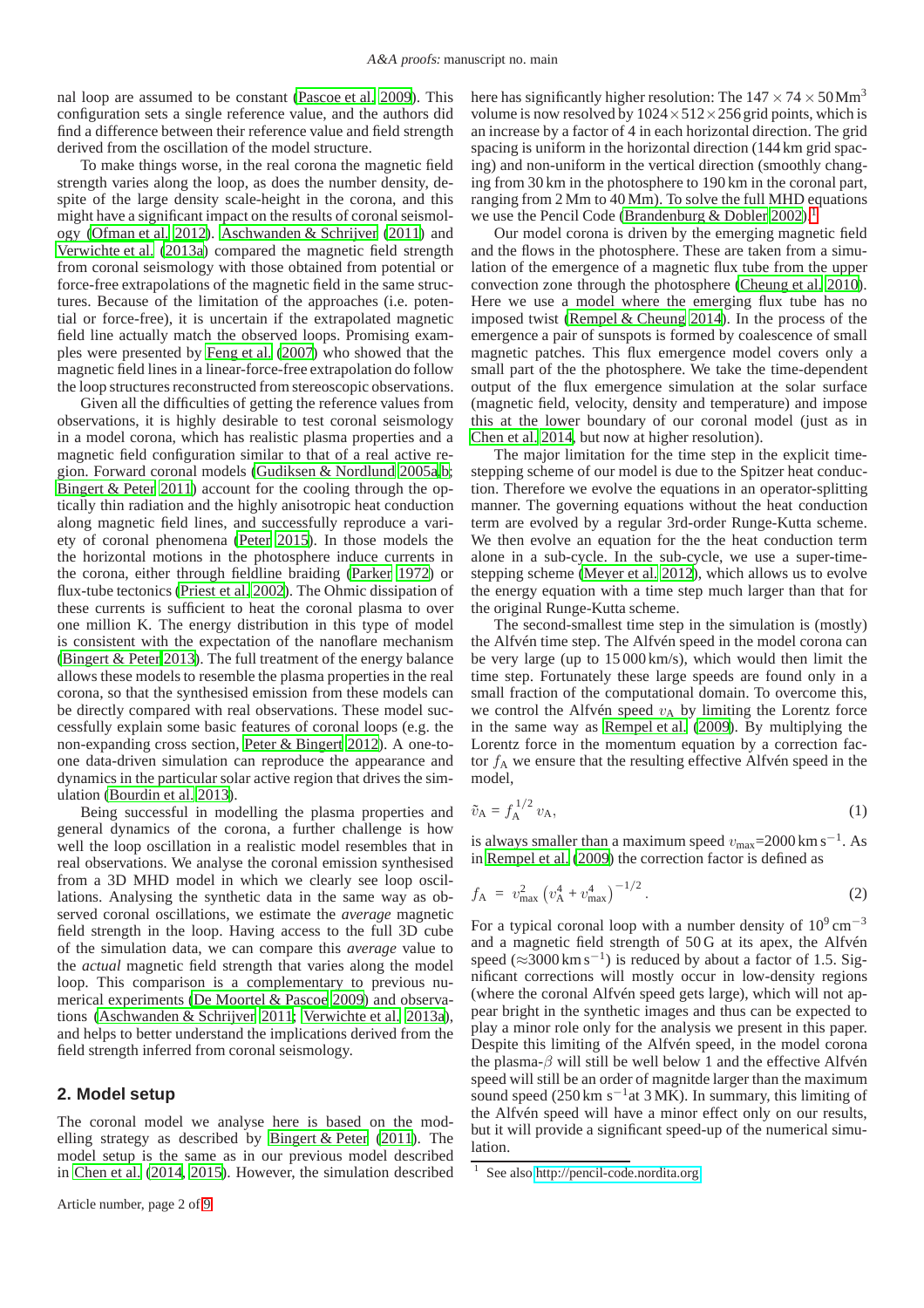nal loop are assumed to be constant (Pascoe et al. 2009). This configuration sets a single reference value, and the authors did find a difference between their reference value and field strength derived from the oscillation of the model structure.

To make things worse, in the real corona the magnetic field strength varies along the loop, as does the number density, despite of the large density scale-height in the corona, and this might have a significant impact on the results of coronal seismology (Ofman et al. 2012). Aschwanden & Schrijver (2011) and Verwichte et al. (2013a) compared the magnetic field strength from coronal seismology with those obtained from potential or force-free extrapolations of the magnetic field in the same structures. Because of the limitation of the approaches (i.e. potential or force-free), it is uncertain if the extrapolated magnetic field line actually match the observed loops. Promising examples were presented by Feng et al. (2007) who showed that the magnetic field lines in a linear-force-free extrapolation do follow the loop structures reconstructed from stereoscopic observations.

Given all the difficulties of getting the reference values from observations, it is highly desirable to test coronal seismology in a model corona, which has realistic plasma properties and a magnetic field configuration similar to that of a real active region. Forward coronal models (Gudiksen & Nordlund 2005a,b; Bingert & Peter 2011) account for the cooling through the optically thin radiation and the highly anisotropic heat conduction along magnetic field lines, and successfully reproduce a variety of coronal phenomena (Peter 2015). In those models the the horizontal motions in the photosphere induce currents in the corona, either through fieldline braiding (Parker 1972) or flux-tube tectonics (Priest et al. 2002). The Ohmic dissipation of these currents is sufficient to heat the coronal plasma to over one million K. The energy distribution in this type of model is consistent with the expectation of the nanoflare mechanism (Bingert & Peter 2013). The full treatment of the energy balance allows these models to resemble the plasma properties in the real corona, so that the synthesised emission from these models can be directly compared with real observations. These model successfully explain some basic features of coronal loops (e.g. the non-expanding cross section, Peter & Bingert 2012). A one-to-one data-driven simulation can reproduce the appearance and dynamics in the particular solar active region that drives the simulation (Bourdin et al. 2013).

Being successful in modelling the plasma properties and general dynamics of the corona, a further challenge is how well the loop oscillation in a realistic model resembles that in real observations. We analyse the coronal emission synthesised from a 3D MHD model in which we clearly see loop oscillations. Analysing the synthetic data in the same way as observed coronal oscillations, we estimate the *average* magnetic field strength in the loop. Having access to the full 3D cube of the simulation data, we can compare this *average* value to the *actual* magnetic field strength that varies along the model loop. This comparison is a complementary to previous numerical experiments (De Moortel & Pascoe 2009) and observations (Aschwanden & Schrijver 2011; Verwichte et al. 2013a), and helps to better understand the implications derived from the field strength inferred from coronal seismology.

## 2. Model setup

The coronal model we analyse here is based on the modelling strategy as described by Bingert & Peter (2011). The model setup is the same as in our previous model described in Chen et al. (2014, 2015). However, the simulation described here has significantly higher resolution: The $147 \times 74 \times 50\,\mathrm{Mm}^3$ volume is now resolved by $1024 \times 512 \times 256$ grid points, which is an increase by a factor of 4 in each horizontal direction. The grid spacing is uniform in the horizontal direction (144 km grid spacing) and non-uniform in the vertical direction (smoothly changing from 30 km in the photosphere to 190 km in the coronal part, ranging from 2 Mm to 40 Mm). To solve the full MHD equations we use the Pencil Code (Brandenburg & Dobler 2002).[1]

Our model corona is driven by the emerging magnetic field and the flows in the photosphere. These are taken from a simulation of the emergence of a magnetic flux tube from the upper convection zone through the photosphere (Cheung et al. 2010). Here we use a model where the emerging flux tube has no imposed twist (Rempel & Cheung 2014). In the process of the emergence a pair of sunspots is formed by coalescence of small magnetic patches. This flux emergence model covers only a small part of the the photosphere. We take the time-dependent output of the flux emergence simulation at the solar surface (magnetic field, velocity, density and temperature) and impose this at the lower boundary of our coronal model (just as in Chen et al. 2014, but now at higher resolution).

The major limitation for the time step in the explicit time-stepping scheme of our model is due to the Spitzer heat conduction. Therefore we evolve the equations in an operator-splitting manner. The governing equations without the heat conduction term are evolved by a regular 3rd-order Runge-Kutta scheme. We then evolve an equation for the the heat conduction term alone in a sub-cycle. In the sub-cycle, we use a super-time-stepping scheme (Meyer et al. 2012), which allows us to evolve the energy equation with a time step much larger than that for the original Runge-Kutta scheme.

The second-smallest time step in the simulation is (mostly) the Alfvén time step. The Alfvén speed in the model corona can be very large (up to 15 000 km/s), which would then limit the time step. Fortunately these large speeds are found only in a small fraction of the computational domain. To overcome this, we control the Alfvén speed $v_\mathrm{A}$ by limiting the Lorentz force in the same way as Rempel et al. (2009). By multiplying the Lorentz force in the momentum equation by a correction factor $f_\mathrm{A}$ we ensure that the resulting effective Alfvén speed in the model,

$$\tilde{v}_\mathrm{A} = f_\mathrm{A}^{1/2}\, v_\mathrm{A}, \tag{1}$$

is always smaller than a maximum speed $v_\mathrm{max}$=2000 km s$^{-1}$. As in Rempel et al. (2009) the correction factor is defined as

$$f_\mathrm{A} \;=\; v_\mathrm{max}^2 \left(v_\mathrm{A}^4 + v_\mathrm{max}^4\right)^{-1/2}. \tag{2}$$

For a typical coronal loop with a number density of $10^9\,\mathrm{cm}^{-3}$ and a magnetic field strength of 50 G at its apex, the Alfvén speed ($\approx$3000 km s$^{-1}$) is reduced by about a factor of 1.5. Significant corrections will mostly occur in low-density regions (where the coronal Alfvén speed gets large), which will not appear bright in the synthetic images and thus can be expected to play a minor role only for the analysis we present in this paper. Despite this limiting of the Alfvén speed, in the model corona the plasma-$\beta$ will still be well below 1 and the effective Alfvén speed will still be an order of magnitde larger than the maximum sound speed (250 km s$^{-1}$at 3 MK). In summary, this limiting of the Alfvén speed will have a minor effect only on our results, but it will provide a significant speed-up of the numerical simulation.

[1] See also http://pencil-code.nordita.org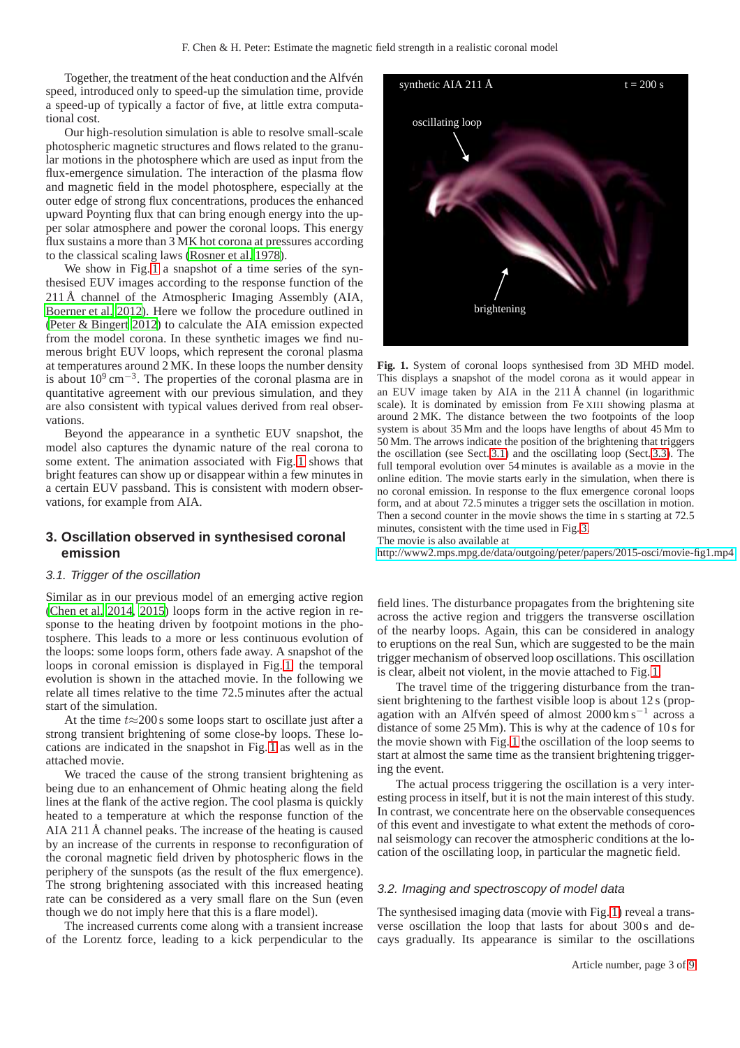Together, the treatment of the heat conduction and the Alfvén speed, introduced only to speed-up the simulation time, provide a speed-up of typically a factor of five, at little extra computational cost.

Our high-resolution simulation is able to resolve small-scale photospheric magnetic structures and flows related to the granular motions in the photosphere which are used as input from the flux-emergence simulation. The interaction of the plasma flow and magnetic field in the model photosphere, especially at the outer edge of strong flux concentrations, produces the enhanced upward Poynting flux that can bring enough energy into the upper solar atmosphere and power the coronal loops. This energy flux sustains a more than 3 MK hot corona at pressures according to the classical scaling laws (Rosner et al. 1978).

We show in Fig. 1 a snapshot of a time series of the synthesised EUV images according to the response function of the 211 Å channel of the Atmospheric Imaging Assembly (AIA, Boerner et al. 2012). Here we follow the procedure outlined in (Peter & Bingert 2012) to calculate the AIA emission expected from the model corona. In these synthetic images we find numerous bright EUV loops, which represent the coronal plasma at temperatures around 2 MK. In these loops the number density is about $10^9\,\mathrm{cm}^{-3}$. The properties of the coronal plasma are in quantitative agreement with our previous simulation, and they are also consistent with typical values derived from real observations.

Beyond the appearance in a synthetic EUV snapshot, the model also captures the dynamic nature of the real corona to some extent. The animation associated with Fig. 1 shows that bright features can show up or disappear within a few minutes in a certain EUV passband. This is consistent with modern observations, for example from AIA.

**Fig. 1.** System of coronal loops synthesised from 3D MHD model. This displays a snapshot of the model corona as it would appear in an EUV image taken by AIA in the 211 Å channel (in logarithmic scale). It is dominated by emission from Fe XIII showing plasma at around 2 MK. The distance between the two footpoints of the loop system is about 35 Mm and the loops have lengths of about 45 Mm to 50 Mm. The arrows indicate the position of the brightening that triggers the oscillation (see Sect. 3.1) and the oscillating loop (Sect. 3.3). The full temporal evolution over 54 minutes is available as a movie in the online edition. The movie starts early in the simulation, when there is no coronal emission. In response to the flux emergence coronal loops form, and at about 72.5 minutes a trigger sets the oscillation in motion. Then a second counter in the movie shows the time in s starting at 72.5 minutes, consistent with the time used in Fig. 3.
The movie is also available at
http://www2.mps.mpg.de/data/outgoing/peter/papers/2015-osci/movie-fig1.mp4

## 3. Oscillation observed in synthesised coronal emission

### 3.1. Trigger of the oscillation

Similar as in our previous model of an emerging active region (Chen et al. 2014, 2015) loops form in the active region in response to the heating driven by footpoint motions in the photosphere. This leads to a more or less continuous evolution of the loops: some loops form, others fade away. A snapshot of the loops in coronal emission is displayed in Fig. 1, the temporal evolution is shown in the attached movie. In the following we relate all times relative to the time 72.5 minutes after the actual start of the simulation.

At the time $t{\approx}200$ s some loops start to oscillate just after a strong transient brightening of some close-by loops. These locations are indicated in the snapshot in Fig. 1 as well as in the attached movie.

We traced the cause of the strong transient brightening as being due to an enhancement of Ohmic heating along the field lines at the flank of the active region. The cool plasma is quickly heated to a temperature at which the response function of the AIA 211 Å channel peaks. The increase of the heating is caused by an increase of the currents in response to reconfiguration of the coronal magnetic field driven by photospheric flows in the periphery of the sunspots (as the result of the flux emergence). The strong brightening associated with this increased heating rate can be considered as a very small flare on the Sun (even though we do not imply here that this is a flare model).

The increased currents come along with a transient increase of the Lorentz force, leading to a kick perpendicular to the field lines. The disturbance propagates from the brightening site across the active region and triggers the transverse oscillation of the nearby loops. Again, this can be considered in analogy to eruptions on the real Sun, which are suggested to be the main trigger mechanism of observed loop oscillations. This oscillation is clear, albeit not violent, in the movie attached to Fig. 1.

The travel time of the triggering disturbance from the transient brightening to the farthest visible loop is about 12 s (propagation with an Alfvén speed of almost $2000\,\mathrm{km\,s^{-1}}$ across a distance of some 25 Mm). This is why at the cadence of 10 s for the movie shown with Fig. 1 the oscillation of the loop seems to start at almost the same time as the transient brightening triggering the event.

The actual process triggering the oscillation is a very interesting process in itself, but it is not the main interest of this study. In contrast, we concentrate here on the observable consequences of this event and investigate to what extent the methods of coronal seismology can recover the atmospheric conditions at the location of the oscillating loop, in particular the magnetic field.

### 3.2. Imaging and spectroscopy of model data

The synthesised imaging data (movie with Fig. 1) reveal a transverse oscillation the loop that lasts for about 300 s and decays gradually. Its appearance is similar to the oscillations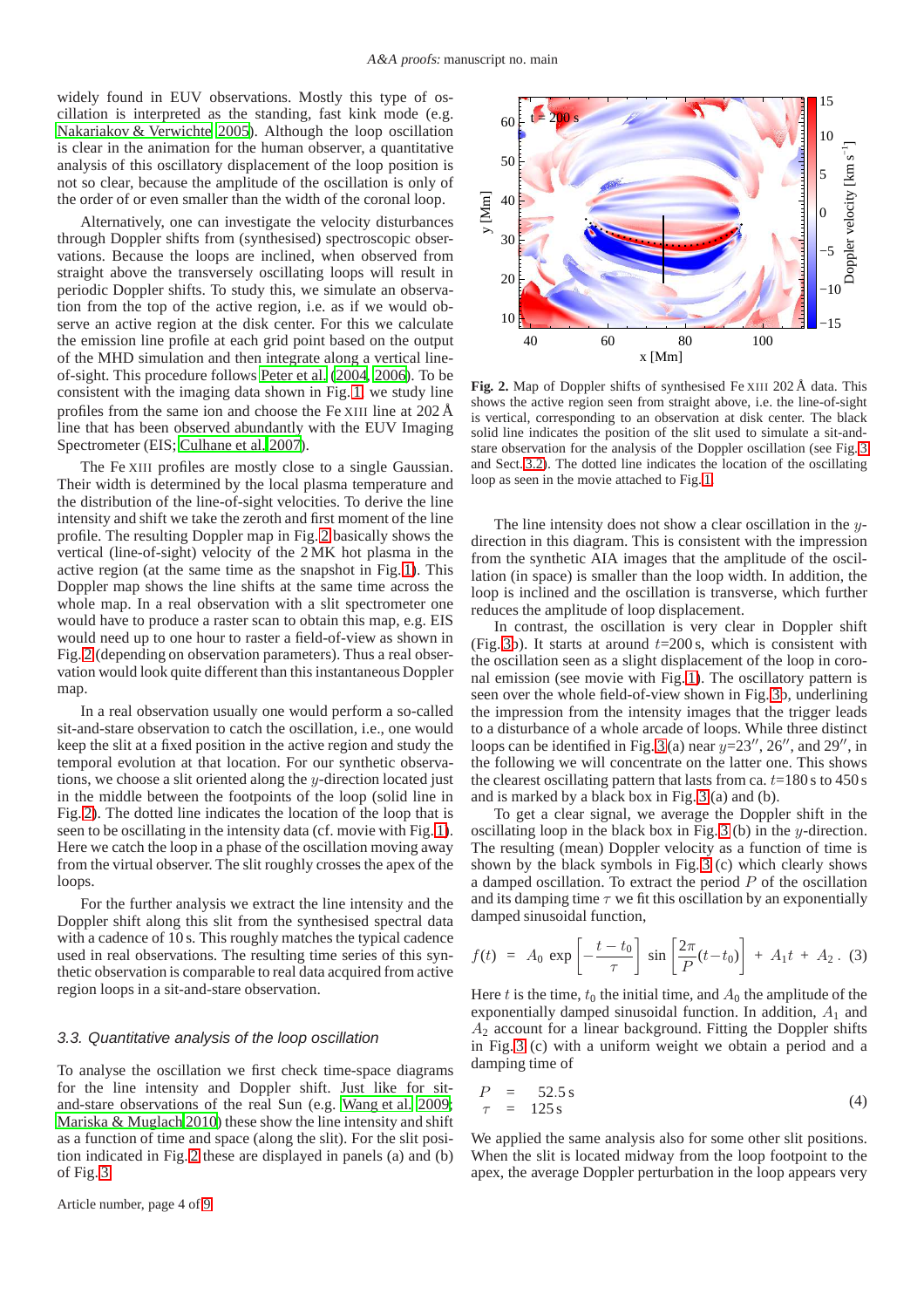widely found in EUV observations. Mostly this type of oscillation is interpreted as the standing, fast kink mode (e.g. Nakariakov & Verwichte 2005). Although the loop oscillation is clear in the animation for the human observer, a quantitative analysis of this oscillatory displacement of the loop position is not so clear, because the amplitude of the oscillation is only of the order of or even smaller than the width of the coronal loop.

Alternatively, one can investigate the velocity disturbances through Doppler shifts from (synthesised) spectroscopic observations. Because the loops are inclined, when observed from straight above the transversely oscillating loops will result in periodic Doppler shifts. To study this, we simulate an observation from the top of the active region, i.e. as if we would observe an active region at the disk center. For this we calculate the emission line profile at each grid point based on the output of the MHD simulation and then integrate along a vertical line-of-sight. This procedure follows Peter et al. (2004, 2006). To be consistent with the imaging data shown in Fig. 1, we study line profiles from the same ion and choose the Fe XIII line at 202 Å line that has been observed abundantly with the EUV Imaging Spectrometer (EIS; Culhane et al. 2007).

The Fe XIII profiles are mostly close to a single Gaussian. Their width is determined by the local plasma temperature and the distribution of the line-of-sight velocities. To derive the line intensity and shift we take the zeroth and first moment of the line profile. The resulting Doppler map in Fig. 2 basically shows the vertical (line-of-sight) velocity of the 2 MK hot plasma in the active region (at the same time as the snapshot in Fig. 1). This Doppler map shows the line shifts at the same time across the whole map. In a real observation with a slit spectrometer one would have to produce a raster scan to obtain this map, e.g. EIS would need up to one hour to raster a field-of-view as shown in Fig. 2 (depending on observation parameters). Thus a real observation would look quite different than this instantaneous Doppler map.

In a real observation usually one would perform a so-called sit-and-stare observation to catch the oscillation, i.e., one would keep the slit at a fixed position in the active region and study the temporal evolution at that location. For our synthetic observations, we choose a slit oriented along the $y$-direction located just in the middle between the footpoints of the loop (solid line in Fig. 2). The dotted line indicates the location of the loop that is seen to be oscillating in the intensity data (cf. movie with Fig. 1). Here we catch the loop in a phase of the oscillation moving away from the virtual observer. The slit roughly crosses the apex of the loops.

For the further analysis we extract the line intensity and the Doppler shift along this slit from the synthesised spectral data with a cadence of 10 s. This roughly matches the typical cadence used in real observations. The resulting time series of this synthetic observation is comparable to real data acquired from active region loops in a sit-and-stare observation.

### 3.3. Quantitative analysis of the loop oscillation

To analyse the oscillation we first check time-space diagrams for the line intensity and Doppler shift. Just like for sit-and-stare observations of the real Sun (e.g. Wang et al. 2009; Mariska & Muglach 2010) these show the line intensity and shift as a function of time and space (along the slit). For the slit position indicated in Fig. 2 these are displayed in panels (a) and (b) of Fig. 3.

**Fig. 2.** Map of Doppler shifts of synthesised Fe XIII 202 Å data. This shows the active region seen from straight above, i.e. the line-of-sight is vertical, corresponding to an observation at disk center. The black solid line indicates the position of the slit used to simulate a sit-and-stare observation for the analysis of the Doppler oscillation (see Fig. 3 and Sect. 3.2). The dotted line indicates the location of the oscillating loop as seen in the movie attached to Fig. 1.

The line intensity does not show a clear oscillation in the $y$-direction in this diagram. This is consistent with the impression from the synthetic AIA images that the amplitude of the oscillation (in space) is smaller than the loop width. In addition, the loop is inclined and the oscillation is transverse, which further reduces the amplitude of loop displacement.

In contrast, the oscillation is very clear in Doppler shift (Fig. 3b). It starts at around $t$=200 s, which is consistent with the oscillation seen as a slight displacement of the loop in coronal emission (see movie with Fig. 1). The oscillatory pattern is seen over the whole field-of-view shown in Fig. 3b, underlining the impression from the intensity images that the trigger leads to a disturbance of a whole arcade of loops. While three distinct loops can be identified in Fig. 3(a) near $y$=23″, 26″, and 29″, in the following we will concentrate on the latter one. This shows the clearest oscillating pattern that lasts from ca. $t$=180 s to 450 s and is marked by a black box in Fig. 3(a) and (b).

To get a clear signal, we average the Doppler shift in the oscillating loop in the black box in Fig. 3 (b) in the $y$-direction. The resulting (mean) Doppler velocity as a function of time is shown by the black symbols in Fig. 3 (c) which clearly shows a damped oscillation. To extract the period $P$ of the oscillation and its damping time $\tau$ we fit this oscillation by an exponentially damped sinusoidal function,

$$f(t) \; = \; A_0 \, \exp\left[-\frac{t-t_0}{\tau}\right] \, \sin\left[\frac{2\pi}{P}(t-t_0)\right] \; + \; A_1 t \; + \; A_2 \, . \quad (3)$$

Here $t$ is the time, $t_0$ the initial time, and $A_0$ the amplitude of the exponentially damped sinusoidal function. In addition, $A_1$ and $A_2$ account for a linear background. Fitting the Doppler shifts in Fig. 3 (c) with a uniform weight we obtain a period and a damping time of

$$\begin{aligned} P &= 52.5\,\mathrm{s} \\ \tau &= 125\,\mathrm{s} \end{aligned} \quad (4)$$

We applied the same analysis also for some other slit positions. When the slit is located midway from the loop footpoint to the apex, the average Doppler perturbation in the loop appears very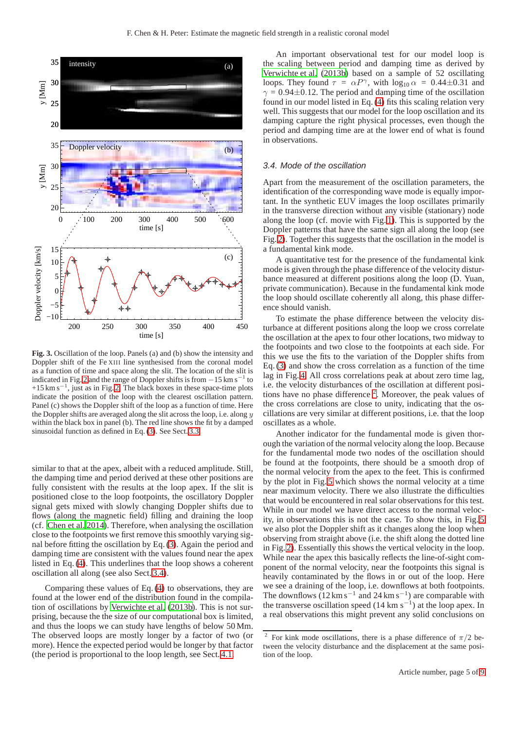**Fig. 3.** Oscillation of the loop. Panels (a) and (b) show the intensity and Doppler shift of the Fe XIII line synthesised from the coronal model as a function of time and space along the slit. The location of the slit is indicated in Fig. 2 and the range of Doppler shifts is from $-15\,\mathrm{km\,s^{-1}}$ to $+15\,\mathrm{km\,s^{-1}}$, just as in Fig. 2. The black boxes in these space-time plots indicate the position of the loop with the clearest oscillation pattern. Panel (c) shows the Doppler shift of the loop as a function of time. Here the Doppler shifts are averaged along the slit across the loop, i.e. along $y$ within the black box in panel (b). The red line shows the fit by a damped sinusoidal function as defined in Eq. (3). See Sect. 3.3.

similar to that at the apex, albeit with a reduced amplitude. Still, the damping time and period derived at these other positions are fully consistent with the results at the loop apex. If the slit is positioned close to the loop footpoints, the oscillatory Doppler signal gets mixed with slowly changing Doppler shifts due to flows (along the magnetic field) filling and draining the loop (cf. Chen et al. 2014). Therefore, when analysing the oscillation close to the footpoints we first remove this smoothly varying signal before fitting the oscillation by Eq. (3). Again the period and damping time are consistent with the values found near the apex listed in Eq. (4). This underlines that the loop shows a coherent oscillation all along (see also Sect. 3.4).

Comparing these values of Eq. (4) to observations, they are found at the lower end of the distribution found in the compilation of oscillations by Verwichte et al. (2013b). This is not surprising, because the the size of our computational box is limited, and thus the loops we can study have lengths of below 50 Mm. The observed loops are mostly longer by a factor of two (or more). Hence the expected period would be longer by that factor (the period is proportional to the loop length, see Sect. 4.1.

An important observational test for our model loop is the scaling between period and damping time as derived by Verwichte et al. (2013b) based on a sample of 52 oscillating loops. They found $\tau = \alpha P^{\gamma}$, with $\log_{10}\alpha = 0.44\pm0.31$ and $\gamma = 0.94\pm0.12$. The period and damping time of the oscillation found in our model listed in Eq. (4) fits this scaling relation very well. This suggests that our model for the loop oscillation and its damping capture the right physical processes, even though the period and damping time are at the lower end of what is found in observations.

### 3.4. Mode of the oscillation

Apart from the measurement of the oscillation parameters, the identification of the corresponding wave mode is equally important. In the synthetic EUV images the loop oscillates primarily in the transverse direction without any visible (stationary) node along the loop (cf. movie with Fig. 1). This is supported by the Doppler patterns that have the same sign all along the loop (see Fig. 2). Together this suggests that the oscillation in the model is a fundamental kink mode.

A quantitative test for the presence of the fundamental kink mode is given through the phase difference of the velocity disturbance measured at different positions along the loop (D. Yuan, private communication). Because in the fundamental kink mode the loop should oscillate coherently all along, this phase difference should vanish.

To estimate the phase difference of the velocity disturbance at different positions along the loop we cross correlate the oscillation at the apex to four other locations, two midway to the footpoints and two close to the footpoints at each side. For this we use the fits to the variation of the Doppler shifts from Eq. (3) and show the cross correlation as a function of the time lag in Fig. 4. All cross correlations peak at about zero time lag, i.e. the velocity disturbances of the oscillation at different positions have no phase difference [2]. Moreover, the peak values of the cross correlations are close to unity, indicating that the oscillations are very similar at different positions, i.e. that the loop oscillates as a whole.

Another indicator for the fundamental mode is given thorough the variation of the normal velocity along the loop. Because for the fundamental mode two nodes of the oscillation should be found at the footpoints, there should be a smooth drop of the normal velocity from the apex to the feet. This is confirmed by the plot in Fig. 5 which shows the normal velocity at a time near maximum velocity. There we also illustrate the difficulties that would be encountered in real solar observations for this test. While in our model we have direct access to the normal velocity, in observations this is not the case. To show this, in Fig. 5 we also plot the Doppler shift as it changes along the loop when observing from straight above (i.e. the shift along the dotted line in Fig. 2). Essentially this shows the vertical velocity in the loop. While near the apex this basically reflects the line-of-sight component of the normal velocity, near the footpoints this signal is heavily contaminated by the flows in or out of the loop. Here we see a draining of the loop, i.e. downflows at both footpoints. The downflows ($12\,\mathrm{km\,s^{-1}}$ and $24\,\mathrm{km\,s^{-1}}$) are comparable with the transverse oscillation speed ($14\,\mathrm{km\,s^{-1}}$) at the loop apex. In a real observations this might prevent any solid conclusions on

[2] For kink mode oscillations, there is a phase difference of $\pi/2$ between the velocity disturbance and the displacement at the same position of the loop.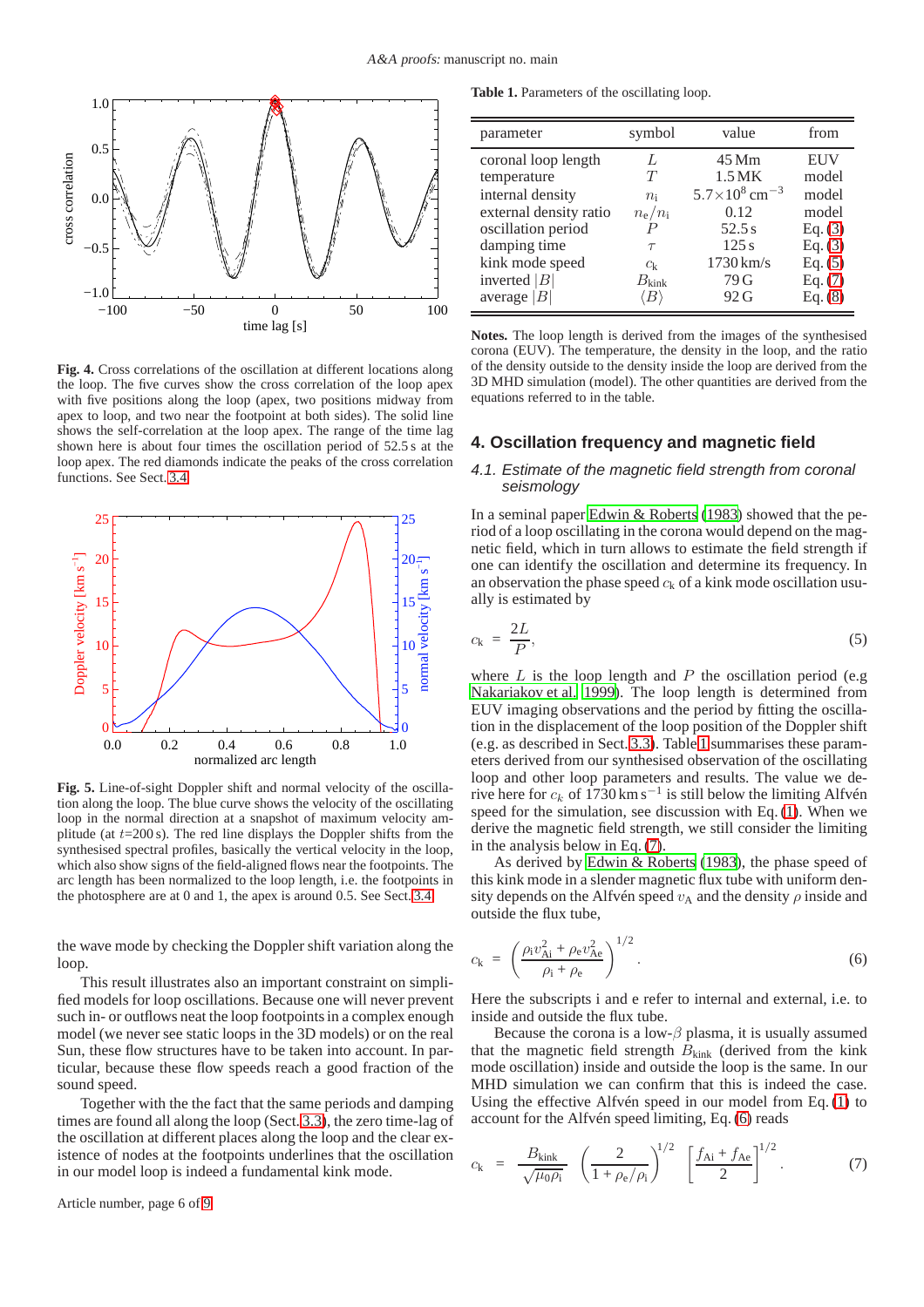Fig. 4. Cross correlations of the oscillation at different locations along the loop. The five curves show the cross correlation of the loop apex with five positions along the loop (apex, two positions midway from apex to loop, and two near the footpoint at both sides). The solid line shows the self-correlation at the loop apex. The range of the time lag shown here is about four times the oscillation period of 52.5 s at the loop apex. The red diamonds indicate the peaks of the cross correlation functions. See Sect. 3.4.

Fig. 5. Line-of-sight Doppler shift and normal velocity of the oscillation along the loop. The blue curve shows the velocity of the oscillating loop in the normal direction at a snapshot of maximum velocity amplitude (at $t$=200 s). The red line displays the Doppler shifts from the synthesised spectral profiles, basically the vertical velocity in the loop, which also show signs of the field-aligned flows near the footpoints. The arc length has been normalized to the loop length, i.e. the footpoints in the photosphere are at 0 and 1, the apex is around 0.5. See Sect. 3.4.

the wave mode by checking the Doppler shift variation along the loop.

This result illustrates also an important constraint on simplified models for loop oscillations. Because one will never prevent such in- or outflows neat the loop footpoints in a complex enough model (we never see static loops in the 3D models) or on the real Sun, these flow structures have to be taken into account. In particular, because these flow speeds reach a good fraction of the sound speed.

Together with the the fact that the same periods and damping times are found all along the loop (Sect. 3.3), the zero time-lag of the oscillation at different places along the loop and the clear existence of nodes at the footpoints underlines that the oscillation in our model loop is indeed a fundamental kink mode.

Table 1. Parameters of the oscillating loop.

| parameter | symbol | value | from |
|---|---|---|---|
| coronal loop length | $L$ | 45 Mm | EUV |
| temperature | $T$ | 1.5 MK | model |
| internal density | $n_\mathrm{i}$ | $5.7{\times}10^8\ \mathrm{cm}^{-3}$ | model |
| external density ratio | $n_\mathrm{e}/n_\mathrm{i}$ | 0.12 | model |
| oscillation period | $P$ | 52.5 s | Eq. (3) |
| damping time | $\tau$ | 125 s | Eq. (3) |
| kink mode speed | $c_\mathrm{k}$ | 1730 km/s | Eq. (5) |
| inverted $\lvert B\rvert$ | $B_\mathrm{kink}$ | 79 G | Eq. (7) |
| average $\lvert B\rvert$ | $\langle B\rangle$ | 92 G | Eq. (8) |

**Notes.** The loop length is derived from the images of the synthesised corona (EUV). The temperature, the density in the loop, and the ratio of the density outside to the density inside the loop are derived from the 3D MHD simulation (model). The other quantities are derived from the equations referred to in the table.

## 4. Oscillation frequency and magnetic field

### 4.1. Estimate of the magnetic field strength from coronal seismology

In a seminal paper Edwin & Roberts (1983) showed that the period of a loop oscillating in the corona would depend on the magnetic field, which in turn allows to estimate the field strength if one can identify the oscillation and determine its frequency. In an observation the phase speed $c_\mathrm{k}$ of a kink mode oscillation usually is estimated by

$$c_\mathrm{k} = \frac{2L}{P}, \tag{5}$$

where $L$ is the loop length and $P$ the oscillation period (e.g Nakariakov et al. 1999). The loop length is determined from EUV imaging observations and the period by fitting the oscillation in the displacement of the loop position of the Doppler shift (e.g. as described in Sect. 3.3). Table 1 summarises these parameters derived from our synthesised observation of the oscillating loop and other loop parameters and results. The value we derive here for $c_k$ of 1730 km s$^{-1}$ is still below the limiting Alfvén speed for the simulation, see discussion with Eq. (1). When we derive the magnetic field strength, we still consider the limiting in the analysis below in Eq. (7).

As derived by Edwin & Roberts (1983), the phase speed of this kink mode in a slender magnetic flux tube with uniform density depends on the Alfvén speed $v_\mathrm{A}$ and the density $\rho$ inside and outside the flux tube,

$$c_\mathrm{k} = \left(\frac{\rho_\mathrm{i} v_\mathrm{Ai}^2 + \rho_\mathrm{e} v_\mathrm{Ae}^2}{\rho_\mathrm{i} + \rho_\mathrm{e}}\right)^{1/2}. \tag{6}$$

Here the subscripts i and e refer to internal and external, i.e. to inside and outside the flux tube.

Because the corona is a low-$\beta$ plasma, it is usually assumed that the magnetic field strength $B_\mathrm{kink}$ (derived from the kink mode oscillation) inside and outside the loop is the same. In our MHD simulation we can confirm that this is indeed the case. Using the effective Alfvén speed in our model from Eq. (1) to account for the Alfvén speed limiting, Eq. (6) reads

$$c_\mathrm{k} = \frac{B_\mathrm{kink}}{\sqrt{\mu_0 \rho_\mathrm{i}}} \left(\frac{2}{1+\rho_\mathrm{e}/\rho_\mathrm{i}}\right)^{1/2} \left[\frac{f_\mathrm{Ai} + f_\mathrm{Ae}}{2}\right]^{1/2}. \tag{7}$$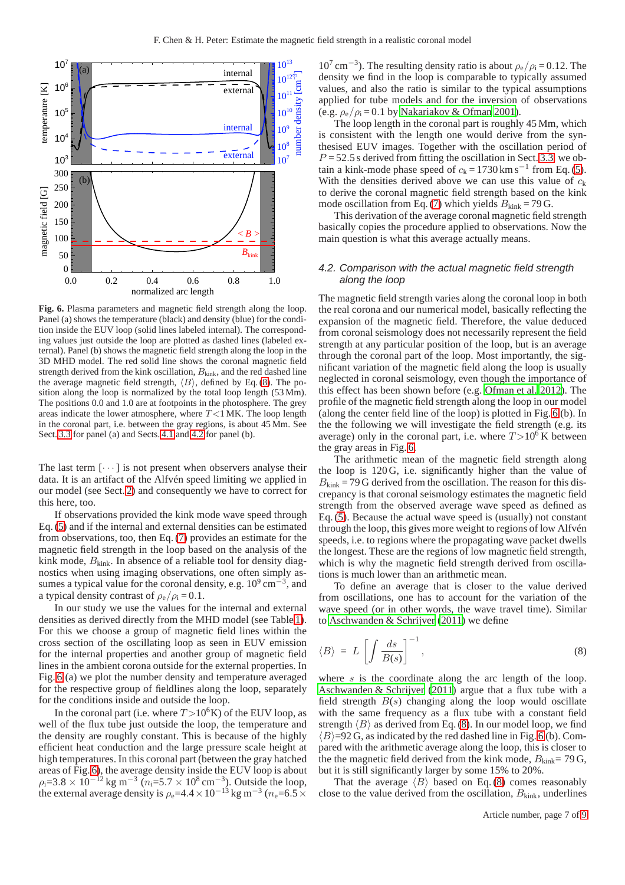**Fig. 6.** Plasma parameters and magnetic field strength along the loop. Panel (a) shows the temperature (black) and density (blue) for the condition inside the EUV loop (solid lines labeled internal). The corresponding values just outside the loop are plotted as dashed lines (labeled external). Panel (b) shows the magnetic field strength along the loop in the 3D MHD model. The red solid line shows the coronal magnetic field strength derived from the kink oscillation, $B_{\rm kink}$, and the red dashed line the average magnetic field strength, $\langle B \rangle$, defined by Eq. (8). The position along the loop is normalized by the total loop length (53 Mm). The positions 0.0 and 1.0 are at footpoints in the photosphere. The grey areas indicate the lower atmosphere, where $T<1$ MK. The loop length in the coronal part, i.e. between the gray regions, is about 45 Mm. See Sect. 3.3 for panel (a) and Sects. 4.1 and 4.2 for panel (b).

The last term $[\cdots]$ is not present when observers analyse their data. It is an artifact of the Alfvén speed limiting we applied in our model (see Sect. 2) and consequently we have to correct for this here, too.

If observations provided the kink mode wave speed through Eq. (5) and if the internal and external densities can be estimated from observations, too, then Eq. (7) provides an estimate for the magnetic field strength in the loop based on the analysis of the kink mode, $B_{\rm kink}$. In absence of a reliable tool for density diagnostics when using imaging observations, one often simply assumes a typical value for the coronal density, e.g. $10^9$ cm$^{-3}$, and a typical density contrast of $\rho_{\rm e}/\rho_{\rm i} = 0.1$.

In our study we use the values for the internal and external densities as derived directly from the MHD model (see Table 1). For this we choose a group of magnetic field lines within the cross section of the oscillating loop as seen in EUV emission for the internal properties and another group of magnetic field lines in the ambient corona outside for the external properties. In Fig. 6 (a) we plot the number density and temperature averaged for the respective group of fieldlines along the loop, separately for the conditions inside and outside the loop.

In the coronal part (i.e. where $T>10^6$K) of the EUV loop, as well of the flux tube just outside the loop, the temperature and the density are roughly constant. This is because of the highly efficient heat conduction and the large pressure scale height at high temperatures. In this coronal part (between the gray hatched areas of Fig. 6), the average density inside the EUV loop is about $\rho_{\rm i}$=3.8 $\times$ 10$^{-12}$ kg m$^{-3}$ ($n_{\rm i}$=5.7 $\times$ 10$^8$ cm$^{-3}$). Outside the loop, the external average density is $\rho_{\rm e}$=4.4 $\times$ 10$^{-13}$ kg m$^{-3}$ ($n_{\rm e}$=6.5 $\times$ 10$^7$ cm$^{-3}$). The resulting density ratio is about $\rho_{\rm e}/\rho_{\rm i} = 0.12$. The density we find in the loop is comparable to typically assumed values, and also the ratio is similar to the typical assumptions applied for tube models and for the inversion of observations (e.g. $\rho_{\rm e}/\rho_{\rm i} = 0.1$ by Nakariakov & Ofman 2001).

The loop length in the coronal part is roughly 45 Mm, which is consistent with the length one would derive from the synthesised EUV images. Together with the oscillation period of $P = 52.5$ s derived from fitting the oscillation in Sect. 3.3 we obtain a kink-mode phase speed of $c_{\rm k} = 1730$ km s$^{-1}$ from Eq. (5). With the densities derived above we can use this value of $c_{\rm k}$ to derive the coronal magnetic field strength based on the kink mode oscillation from Eq. (7) which yields $B_{\rm kink} = 79$ G.

This derivation of the average coronal magnetic field strength basically copies the procedure applied to observations. Now the main question is what this average actually means.

### 4.2. Comparison with the actual magnetic field strength along the loop

The magnetic field strength varies along the coronal loop in both the real corona and our numerical model, basically reflecting the expansion of the magnetic field. Therefore, the value deduced from coronal seismology does not necessarily represent the field strength at any particular position of the loop, but is an average through the coronal part of the loop. Most importantly, the significant variation of the magnetic field along the loop is usually neglected in coronal seismology, even though the importance of this effect has been shown before (e.g. Ofman et al. 2012). The profile of the magnetic field strength along the loop in our model (along the center field line of the loop) is plotted in Fig. 6 (b). In the the following we will investigate the field strength (e.g. its average) only in the coronal part, i.e. where $T>10^6$ K between the gray areas in Fig. 6.

The arithmetic mean of the magnetic field strength along the loop is 120 G, i.e. significantly higher than the value of $B_{\rm kink} = 79$ G derived from the oscillation. The reason for this discrepancy is that coronal seismology estimates the magnetic field strength from the observed average wave speed as defined as Eq. (5). Because the actual wave speed is (usually) not constant through the loop, this gives more weight to regions of low Alfvén speeds, i.e. to regions where the propagating wave packet dwells the longest. These are the regions of low magnetic field strength, which is why the magnetic field strength derived from oscillations is much lower than an arithmetic mean.

To define an average that is closer to the value derived from oscillations, one has to account for the variation of the wave speed (or in other words, the wave travel time). Similar to Aschwanden & Schrijver (2011) we define

$$\langle B \rangle \;=\; L \left[ \int \frac{ds}{B(s)} \right]^{-1} , \tag{8}$$

where $s$ is the coordinate along the arc length of the loop. Aschwanden & Schrijver (2011) argue that a flux tube with a field strength $B(s)$ changing along the loop would oscillate with the same frequency as a flux tube with a constant field strength $\langle B \rangle$ as derived from Eq. (8). In our model loop, we find $\langle B \rangle$=92 G, as indicated by the red dashed line in Fig. 6 (b). Compared with the arithmetic average along the loop, this is closer to the the magnetic field derived from the kink mode, $B_{\rm kink}$= 79 G, but it is still significantly larger by some 15% to 20%.

That the average $\langle B \rangle$ based on Eq. (8) comes reasonably close to the value derived from the oscillation, $B_{\rm kink}$, underlines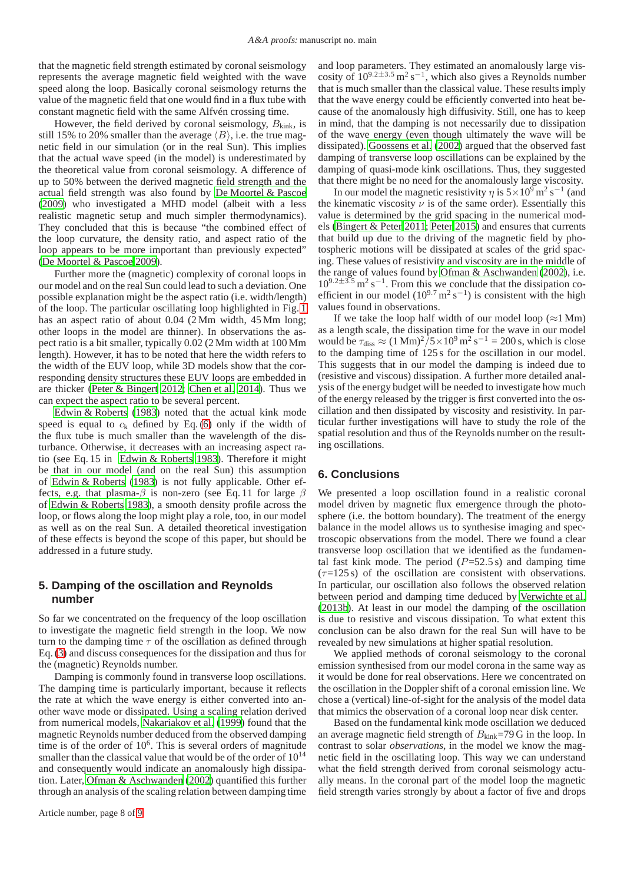that the magnetic field strength estimated by coronal seismology represents the average magnetic field weighted with the wave speed along the loop. Basically coronal seismology returns the value of the magnetic field that one would find in a flux tube with constant magnetic field with the same Alfvén crossing time.

However, the field derived by coronal seismology, $B_{\rm kink}$, is still 15% to 20% smaller than the average $\langle B \rangle$, i.e. the true magnetic field in our simulation (or in the real Sun). This implies that the actual wave speed (in the model) is underestimated by the theoretical value from coronal seismology. A difference of up to 50% between the derived magnetic field strength and the actual field strength was also found by De Moortel & Pascoe (2009) who investigated a MHD model (albeit with a less realistic magnetic setup and much simpler thermodynamics). They concluded that this is because "the combined effect of the loop curvature, the density ratio, and aspect ratio of the loop appears to be more important than previously expected" (De Moortel & Pascoe 2009).

Further more the (magnetic) complexity of coronal loops in our model and on the real Sun could lead to such a deviation. One possible explanation might be the aspect ratio (i.e. width/length) of the loop. The particular oscillating loop highlighted in Fig. 1 has an aspect ratio of about 0.04 (2 Mm width, 45 Mm long; other loops in the model are thinner). In observations the aspect ratio is a bit smaller, typically 0.02 (2 Mm width at 100 Mm length). However, it has to be noted that here the width refers to the width of the EUV loop, while 3D models show that the corresponding density structures these EUV loops are embedded in are thicker (Peter & Bingert 2012; Chen et al. 2014). Thus we can expect the aspect ratio to be several percent.

Edwin & Roberts (1983) noted that the actual kink mode speed is equal to $c_{\rm k}$ defined by Eq. (6) only if the width of the flux tube is much smaller than the wavelength of the disturbance. Otherwise, it decreases with an increasing aspect ratio (see Eq. 15 in Edwin & Roberts 1983). Therefore it might be that in our model (and on the real Sun) this assumption of Edwin & Roberts (1983) is not fully applicable. Other effects, e.g. that plasma-$\beta$ is non-zero (see Eq. 11 for large $\beta$ of Edwin & Roberts 1983), a smooth density profile across the loop, or flows along the loop might play a role, too, in our model as well as on the real Sun. A detailed theoretical investigation of these effects is beyond the scope of this paper, but should be addressed in a future study.

## 5. Damping of the oscillation and Reynolds number

So far we concentrated on the frequency of the loop oscillation to investigate the magnetic field strength in the loop. We now turn to the damping time $\tau$ of the oscillation as defined through Eq. (3) and discuss consequences for the dissipation and thus for the (magnetic) Reynolds number.

Damping is commonly found in transverse loop oscillations. The damping time is particularly important, because it reflects the rate at which the wave energy is either converted into another wave mode or dissipated. Using a scaling relation derived from numerical models, Nakariakov et al. (1999) found that the magnetic Reynolds number deduced from the observed damping time is of the order of $10^6$. This is several orders of magnitude smaller than the classical value that would be of the order of $10^{14}$ and consequently would indicate an anomalously high dissipation. Later, Ofman & Aschwanden (2002) quantified this further through an analysis of the scaling relation between damping time and loop parameters. They estimated an anomalously large viscosity of $10^{9.2\pm3.5}\,{\rm m^2\,s^{-1}}$, which also gives a Reynolds number that is much smaller than the classical value. These results imply that the wave energy could be efficiently converted into heat because of the anomalously high diffusivity. Still, one has to keep in mind, that the damping is not necessarily due to dissipation of the wave energy (even though ultimately the wave will be dissipated). Goossens et al. (2002) argued that the observed fast damping of transverse loop oscillations can be explained by the damping of quasi-mode kink oscillations. Thus, they suggested that there might be no need for the anomalously large viscosity.

In our model the magnetic resistivity $\eta$ is $5\times10^9\,{\rm m^2\,s^{-1}}$ (and the kinematic viscosity $\nu$ is of the same order). Essentially this value is determined by the grid spacing in the numerical models (Bingert & Peter 2011; Peter 2015) and ensures that currents that build up due to the driving of the magnetic field by photospheric motions will be dissipated at scales of the grid spacing. These values of resistivity and viscosity are in the middle of the range of values found by Ofman & Aschwanden (2002), i.e. $10^{9.2\pm3.5}\,{\rm m^2\,s^{-1}}$. From this we conclude that the dissipation coefficient in our model ($10^{9.7}\,{\rm m^2\,s^{-1}}$) is consistent with the high values found in observations.

If we take the loop half width of our model loop ($\approx$1 Mm) as a length scale, the dissipation time for the wave in our model would be $\tau_{\rm diss} \approx (1\,{\rm Mm})^2/5\times10^9\,{\rm m^2\,s^{-1}} = 200\,{\rm s}$, which is close to the damping time of 125 s for the oscillation in our model. This suggests that in our model the damping is indeed due to (resistive and viscous) dissipation. A further more detailed analysis of the energy budget will be needed to investigate how much of the energy released by the trigger is first converted into the oscillation and then dissipated by viscosity and resistivity. In particular further investigations will have to study the role of the spatial resolution and thus of the Reynolds number on the resulting oscillations.

## 6. Conclusions

We presented a loop oscillation found in a realistic coronal model driven by magnetic flux emergence through the photosphere (i.e. the bottom boundary). The treatment of the energy balance in the model allows us to synthesise imaging and spectroscopic observations from the model. There we found a clear transverse loop oscillation that we identified as the fundamental fast kink mode. The period ($P$=52.5 s) and damping time ($\tau$=125 s) of the oscillation are consistent with observations. In particular, our oscillation also follows the observed relation between period and damping time deduced by Verwichte et al. (2013b). At least in our model the damping of the oscillation is due to resistive and viscous dissipation. To what extent this conclusion can be also drawn for the real Sun will have to be revealed by new simulations at higher spatial resolution.

We applied methods of coronal seismology to the coronal emission synthesised from our model corona in the same way as it would be done for real observations. Here we concentrated on the oscillation in the Doppler shift of a coronal emission line. We chose a (vertical) line-of-sight for the analysis of the model data that mimics the observation of a coronal loop near disk center.

Based on the fundamental kink mode oscillation we deduced an average magnetic field strength of $B_{\rm kink}$=79 G in the loop. In contrast to solar *observations*, in the model we know the magnetic field in the oscillating loop. This way we can understand what the field strength derived from coronal seismology actually means. In the coronal part of the model loop the magnetic field strength varies strongly by about a factor of five and drops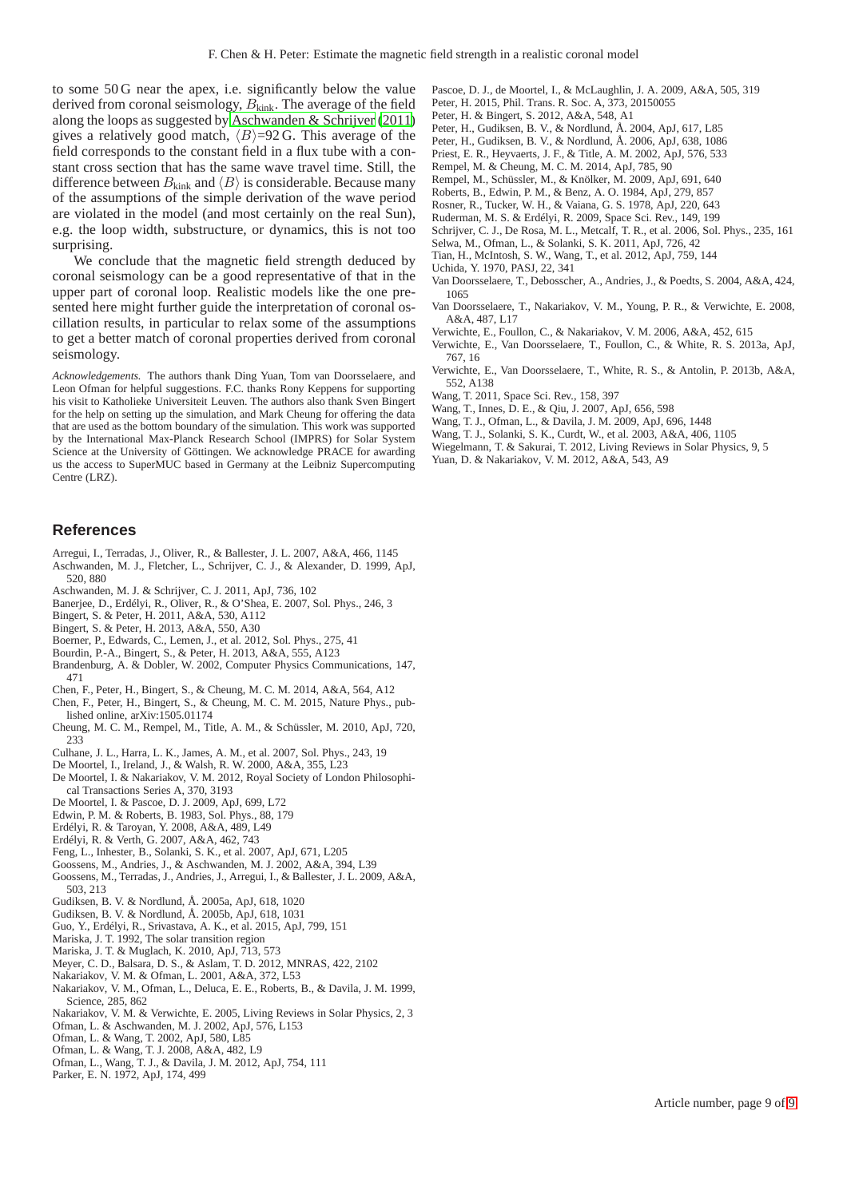to some 50 G near the apex, i.e. significantly below the value derived from coronal seismology, $B_{\rm kink}$. The average of the field along the loops as suggested by Aschwanden & Schrijver (2011) gives a relatively good match, $\langle B \rangle$=92 G. This average of the field corresponds to the constant field in a flux tube with a constant cross section that has the same wave travel time. Still, the difference between $B_{\rm kink}$ and $\langle B \rangle$ is considerable. Because many of the assumptions of the simple derivation of the wave period are violated in the model (and most certainly on the real Sun), e.g. the loop width, substructure, or dynamics, this is not too surprising.

We conclude that the magnetic field strength deduced by coronal seismology can be a good representative of that in the upper part of coronal loop. Realistic models like the one presented here might further guide the interpretation of coronal oscillation results, in particular to relax some of the assumptions to get a better match of coronal properties derived from coronal seismology.

*Acknowledgements.* The authors thank Ding Yuan, Tom van Doorsselaere, and Leon Ofman for helpful suggestions. F.C. thanks Rony Keppens for supporting his visit to Katholieke Universiteit Leuven. The authors also thank Sven Bingert for the help on setting up the simulation, and Mark Cheung for offering the data that are used as the bottom boundary of the simulation. This work was supported by the International Max-Planck Research School (IMPRS) for Solar System Science at the University of Göttingen. We acknowledge PRACE for awarding us the access to SuperMUC based in Germany at the Leibniz Supercomputing Centre (LRZ).

## References

Arregui, I., Terradas, J., Oliver, R., & Ballester, J. L. 2007, A&A, 466, 1145
Aschwanden, M. J., Fletcher, L., Schrijver, C. J., & Alexander, D. 1999, ApJ, 520, 880
Aschwanden, M. J. & Schrijver, C. J. 2011, ApJ, 736, 102
Banerjee, D., Erdélyi, R., Oliver, R., & O'Shea, E. 2007, Sol. Phys., 246, 3
Bingert, S. & Peter, H. 2011, A&A, 530, A112
Bingert, S. & Peter, H. 2013, A&A, 550, A30
Boerner, P., Edwards, C., Lemen, J., et al. 2012, Sol. Phys., 275, 41
Bourdin, P.-A., Bingert, S., & Peter, H. 2013, A&A, 555, A123
Brandenburg, A. & Dobler, W. 2002, Computer Physics Communications, 147, 471
Chen, F., Peter, H., Bingert, S., & Cheung, M. C. M. 2014, A&A, 564, A12
Chen, F., Peter, H., Bingert, S., & Cheung, M. C. M. 2015, Nature Phys., published online, arXiv:1505.01174
Cheung, M. C. M., Rempel, M., Title, A. M., & Schüssler, M. 2010, ApJ, 720, 233
Culhane, J. L., Harra, L. K., James, A. M., et al. 2007, Sol. Phys., 243, 19
De Moortel, I., Ireland, J., & Walsh, R. W. 2000, A&A, 355, L23
De Moortel, I. & Nakariakov, V. M. 2012, Royal Society of London Philosophical Transactions Series A, 370, 3193
De Moortel, I. & Pascoe, D. J. 2009, ApJ, 699, L72
Edwin, P. M. & Roberts, B. 1983, Sol. Phys., 88, 179
Erdélyi, R. & Taroyan, Y. 2008, A&A, 489, L49
Erdélyi, R. & Verth, G. 2007, A&A, 462, 743
Feng, L., Inhester, B., Solanki, S. K., et al. 2007, ApJ, 671, L205
Goossens, M., Andries, J., & Aschwanden, M. J. 2002, A&A, 394, L39
Goossens, M., Terradas, J., Andries, J., Arregui, I., & Ballester, J. L. 2009, A&A, 503, 213
Gudiksen, B. V. & Nordlund, Å. 2005a, ApJ, 618, 1020
Gudiksen, B. V. & Nordlund, Å. 2005b, ApJ, 618, 1031
Guo, Y., Erdélyi, R., Srivastava, A. K., et al. 2015, ApJ, 799, 151
Mariska, J. T. 1992, The solar transition region
Mariska, J. T. & Muglach, K. 2010, ApJ, 713, 573
Meyer, C. D., Balsara, D. S., & Aslam, T. D. 2012, MNRAS, 422, 2102
Nakariakov, V. M. & Ofman, L. 2001, A&A, 372, L53
Nakariakov, V. M., Ofman, L., Deluca, E. E., Roberts, B., & Davila, J. M. 1999, Science, 285, 862
Nakariakov, V. M. & Verwichte, E. 2005, Living Reviews in Solar Physics, 2, 3
Ofman, L. & Aschwanden, M. J. 2002, ApJ, 576, L153
Ofman, L. & Wang, T. 2002, ApJ, 580, L85
Ofman, L. & Wang, T. J. 2008, A&A, 482, L9
Ofman, L., Wang, T. J., & Davila, J. M. 2012, ApJ, 754, 111
Parker, E. N. 1972, ApJ, 174, 499
Pascoe, D. J., de Moortel, I., & McLaughlin, J. A. 2009, A&A, 505, 319
Peter, H. 2015, Phil. Trans. R. Soc. A, 373, 20150055
Peter, H. & Bingert, S. 2012, A&A, 548, A1
Peter, H., Gudiksen, B. V., & Nordlund, Å. 2004, ApJ, 617, L85
Peter, H., Gudiksen, B. V., & Nordlund, Å. 2006, ApJ, 638, 1086
Priest, E. R., Heyvaerts, J. F., & Title, A. M. 2002, ApJ, 576, 533
Rempel, M. & Cheung, M. C. M. 2014, ApJ, 785, 90
Rempel, M., Schüssler, M., & Knölker, M. 2009, ApJ, 691, 640
Roberts, B., Edwin, P. M., & Benz, A. O. 1984, ApJ, 279, 857
Rosner, R., Tucker, W. H., & Vaiana, G. S. 1978, ApJ, 220, 643
Ruderman, M. S. & Erdélyi, R. 2009, Space Sci. Rev., 149, 199
Schrijver, C. J., De Rosa, M. L., Metcalf, T. R., et al. 2006, Sol. Phys., 235, 161
Selwa, M., Ofman, L., & Solanki, S. K. 2011, ApJ, 726, 42
Tian, H., McIntosh, S. W., Wang, T., et al. 2012, ApJ, 759, 144
Uchida, Y. 1970, PASJ, 22, 341
Van Doorsselaere, T., Debosscher, A., Andries, J., & Poedts, S. 2004, A&A, 424, 1065
Van Doorsselaere, T., Nakariakov, V. M., Young, P. R., & Verwichte, E. 2008, A&A, 487, L17
Verwichte, E., Foullon, C., & Nakariakov, V. M. 2006, A&A, 452, 615
Verwichte, E., Van Doorsselaere, T., Foullon, C., & White, R. S. 2013a, ApJ, 767, 16
Verwichte, E., Van Doorsselaere, T., White, R. S., & Antolin, P. 2013b, A&A, 552, A138
Wang, T. 2011, Space Sci. Rev., 158, 397
Wang, T., Innes, D. E., & Qiu, J. 2007, ApJ, 656, 598
Wang, T. J., Ofman, L., & Davila, J. M. 2009, ApJ, 696, 1448
Wang, T. J., Solanki, S. K., Curdt, W., et al. 2003, A&A, 406, 1105
Wiegelmann, T. & Sakurai, T. 2012, Living Reviews in Solar Physics, 9, 5
Yuan, D. & Nakariakov, V. M. 2012, A&A, 543, A9